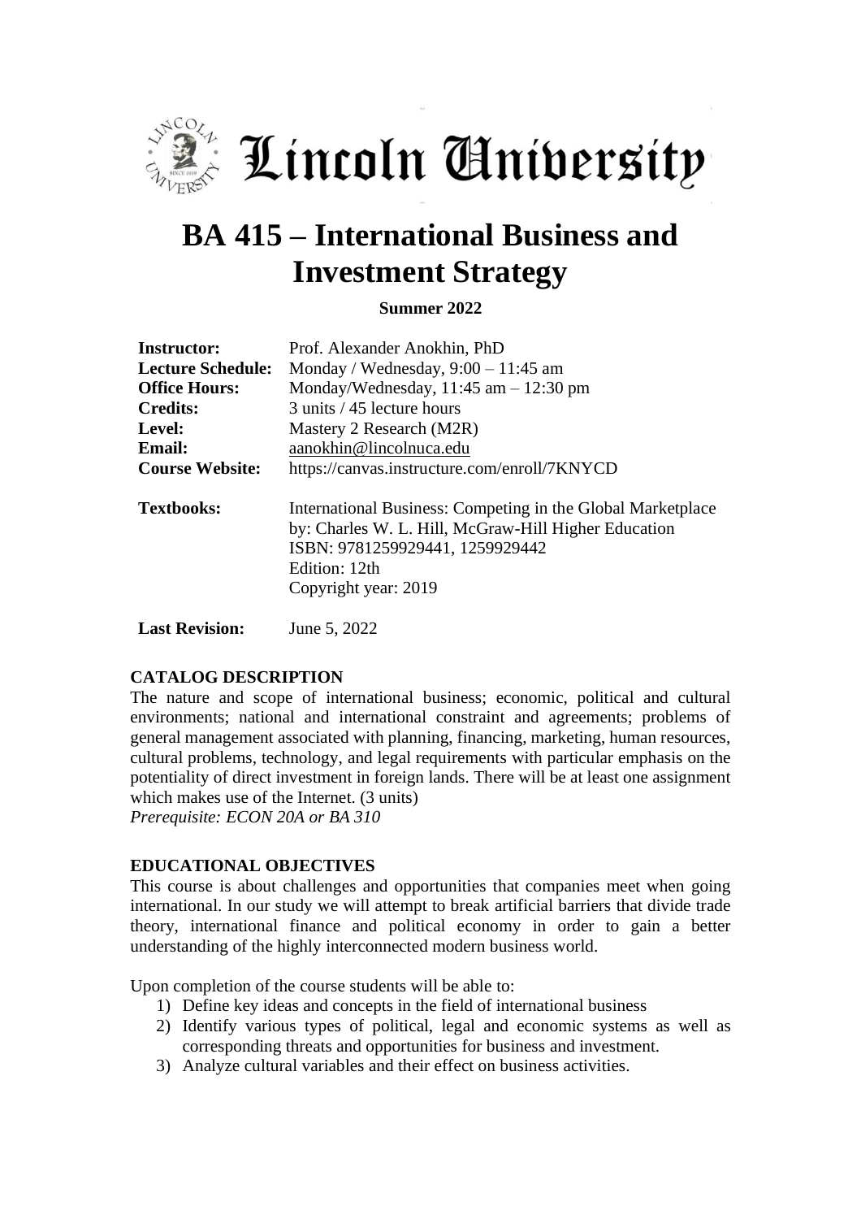# Lincoln University

# BA 415 – International Business and Investment Strategy

**Summer 2022**

| | |
|---|---|
| **Instructor:** | Prof. Alexander Anokhin, PhD |
| **Lecture Schedule:** | Monday / Wednesday, 9:00 – 11:45 am |
| **Office Hours:** | Monday/Wednesday, 11:45 am – 12:30 pm |
| **Credits:** | 3 units / 45 lecture hours |
| **Level:** | Mastery 2 Research (M2R) |
| **Email:** | aanokhin@lincolnuca.edu |
| **Course Website:** | https://canvas.instructure.com/enroll/7KNYCD |
| **Textbooks:** | International Business: Competing in the Global Marketplace by: Charles W. L. Hill, McGraw-Hill Higher Education ISBN: 9781259929441, 1259929442 Edition: 12th Copyright year: 2019 |
| **Last Revision:** | June 5, 2022 |

## CATALOG DESCRIPTION

The nature and scope of international business; economic, political and cultural environments; national and international constraint and agreements; problems of general management associated with planning, financing, marketing, human resources, cultural problems, technology, and legal requirements with particular emphasis on the potentiality of direct investment in foreign lands. There will be at least one assignment which makes use of the Internet. (3 units)

*Prerequisite: ECON 20A or BA 310*

## EDUCATIONAL OBJECTIVES

This course is about challenges and opportunities that companies meet when going international. In our study we will attempt to break artificial barriers that divide trade theory, international finance and political economy in order to gain a better understanding of the highly interconnected modern business world.

Upon completion of the course students will be able to:

1) Define key ideas and concepts in the field of international business
2) Identify various types of political, legal and economic systems as well as corresponding threats and opportunities for business and investment.
3) Analyze cultural variables and their effect on business activities.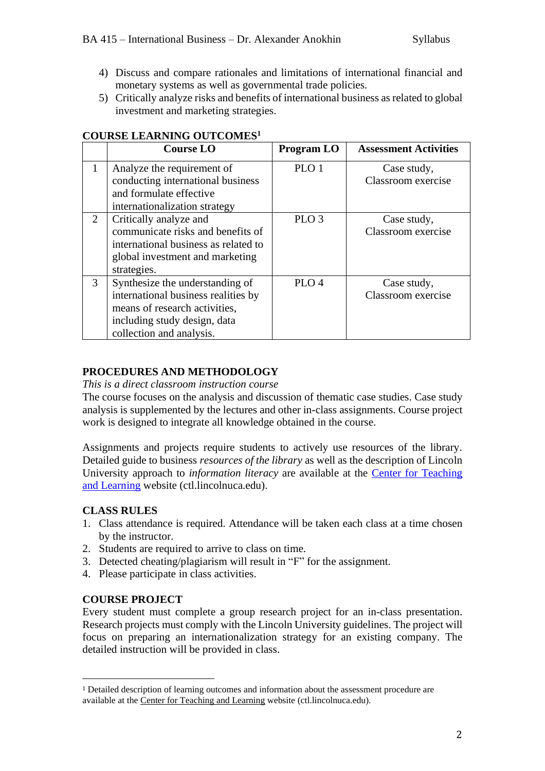4) Discuss and compare rationales and limitations of international financial and monetary systems as well as governmental trade policies.
5) Critically analyze risks and benefits of international business as related to global investment and marketing strategies.

## COURSE LEARNING OUTCOMES[1]

| | Course LO | Program LO | Assessment Activities |
|---|---|---|---|
| 1 | Analyze the requirement of conducting international business and formulate effective internationalization strategy | PLO 1 | Case study, Classroom exercise |
| 2 | Critically analyze and communicate risks and benefits of international business as related to global investment and marketing strategies. | PLO 3 | Case study, Classroom exercise |
| 3 | Synthesize the understanding of international business realities by means of research activities, including study design, data collection and analysis. | PLO 4 | Case study, Classroom exercise |

## PROCEDURES AND METHODOLOGY

*This is a direct classroom instruction course*

The course focuses on the analysis and discussion of thematic case studies. Case study analysis is supplemented by the lectures and other in-class assignments. Course project work is designed to integrate all knowledge obtained in the course.

Assignments and projects require students to actively use resources of the library. Detailed guide to business *resources of the library* as well as the description of Lincoln University approach to *information literacy* are available at the Center for Teaching and Learning website (ctl.lincolnuca.edu).

## CLASS RULES

1. Class attendance is required. Attendance will be taken each class at a time chosen by the instructor.
2. Students are required to arrive to class on time.
3. Detected cheating/plagiarism will result in "F" for the assignment.
4. Please participate in class activities.

## COURSE PROJECT

Every student must complete a group research project for an in-class presentation. Research projects must comply with the Lincoln University guidelines. The project will focus on preparing an internationalization strategy for an existing company. The detailed instruction will be provided in class.

---

[1] Detailed description of learning outcomes and information about the assessment procedure are available at the Center for Teaching and Learning website (ctl.lincolnuca.edu).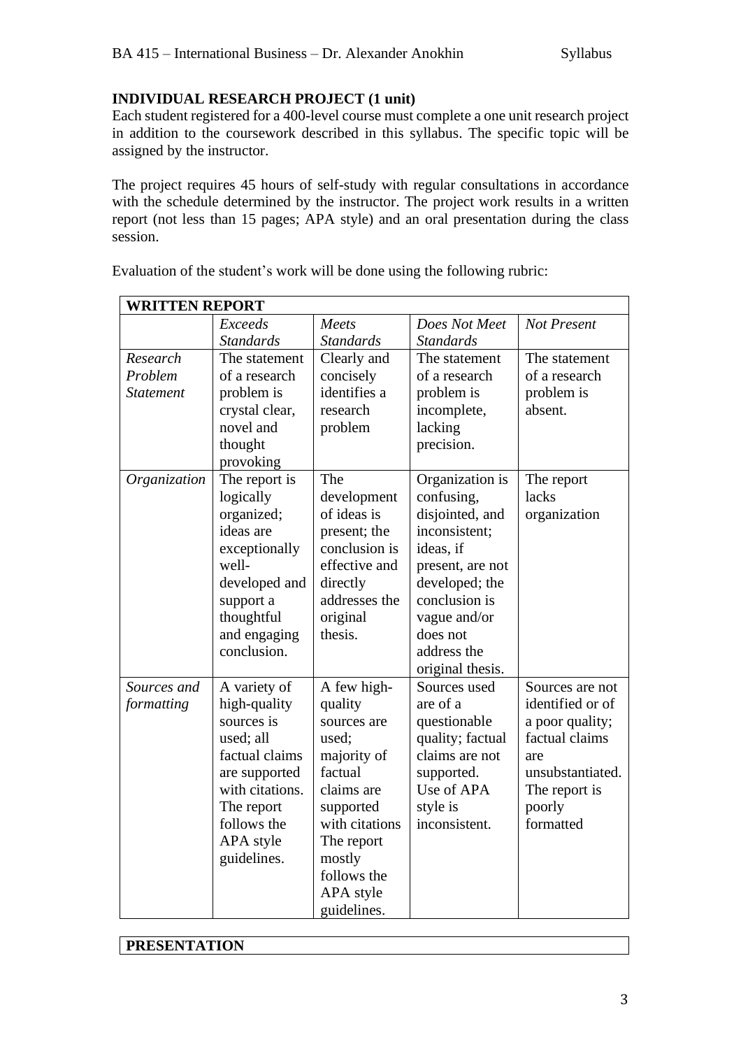**INDIVIDUAL RESEARCH PROJECT (1 unit)**

Each student registered for a 400-level course must complete a one unit research project in addition to the coursework described in this syllabus. The specific topic will be assigned by the instructor.

The project requires 45 hours of self-study with regular consultations in accordance with the schedule determined by the instructor. The project work results in a written report (not less than 15 pages; APA style) and an oral presentation during the class session.

Evaluation of the student's work will be done using the following rubric:

| **WRITTEN REPORT** | | | | |
|---|---|---|---|---|
| | *Exceeds Standards* | *Meets Standards* | *Does Not Meet Standards* | *Not Present* |
| *Research Problem Statement* | The statement of a research problem is crystal clear, novel and thought provoking | Clearly and concisely identifies a research problem | The statement of a research problem is incomplete, lacking precision. | The statement of a research problem is absent. |
| *Organization* | The report is logically organized; ideas are exceptionally well-developed and support a thoughtful and engaging conclusion. | The development of ideas is present; the conclusion is effective and directly addresses the original thesis. | Organization is confusing, disjointed, and inconsistent; ideas, if present, are not developed; the conclusion is vague and/or does not address the original thesis. | The report lacks organization |
| *Sources and formatting* | A variety of high-quality sources is used; all factual claims are supported with citations. The report follows the APA style guidelines. | A few high-quality sources are used; majority of factual claims are supported with citations The report mostly follows the APA style guidelines. | Sources used are of a questionable quality; factual claims are not supported. Use of APA style is inconsistent. | Sources are not identified or of a poor quality; factual claims are unsubstantiated. The report is poorly formatted |

| **PRESENTATION** |
|---|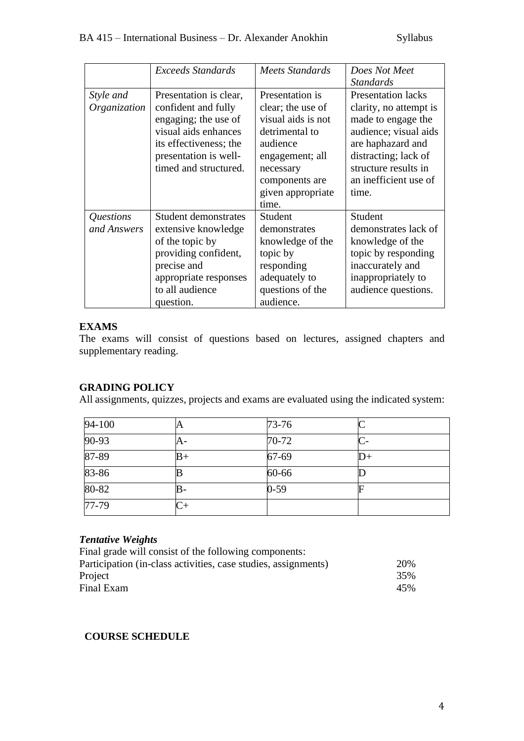| | *Exceeds Standards* | *Meets Standards* | *Does Not Meet Standards* |
|---|---|---|---|
| *Style and Organization* | Presentation is clear, confident and fully engaging; the use of visual aids enhances its effectiveness; the presentation is well-timed and structured. | Presentation is clear; the use of visual aids is not detrimental to audience engagement; all necessary components are given appropriate time. | Presentation lacks clarity, no attempt is made to engage the audience; visual aids are haphazard and distracting; lack of structure results in an inefficient use of time. |
| *Questions and Answers* | Student demonstrates extensive knowledge of the topic by providing confident, precise and appropriate responses to all audience question. | Student demonstrates knowledge of the topic by responding adequately to questions of the audience. | Student demonstrates lack of knowledge of the topic by responding inaccurately and inappropriately to audience questions. |

**EXAMS**

The exams will consist of questions based on lectures, assigned chapters and supplementary reading.

**GRADING POLICY**

All assignments, quizzes, projects and exams are evaluated using the indicated system:

| | | | |
|---|---|---|---|
| 94-100 | A | 73-76 | C |
| 90-93 | A- | 70-72 | C- |
| 87-89 | B+ | 67-69 | D+ |
| 83-86 | B | 60-66 | D |
| 80-82 | B- | 0-59 | F |
| 77-79 | C+ | | |

***Tentative Weights***

Final grade will consist of the following components:

| | |
|---|---|
| Participation (in-class activities, case studies, assignments) | 20% |
| Project | 35% |
| Final Exam | 45% |

**COURSE SCHEDULE**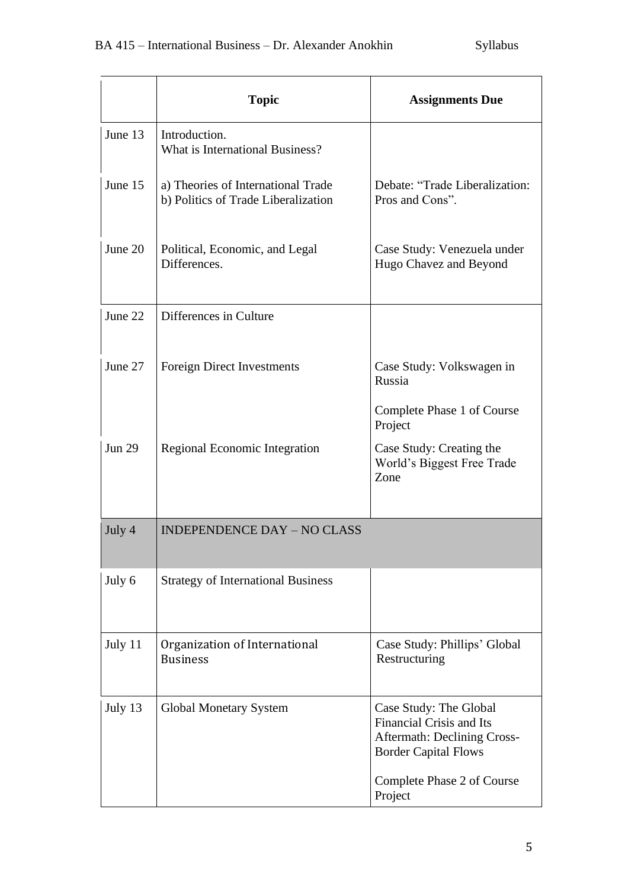| | Topic | Assignments Due |
|---|---|---|
| June 13 | Introduction. What is International Business? | |
| June 15 | a) Theories of International Trade b) Politics of Trade Liberalization | Debate: "Trade Liberalization: Pros and Cons". |
| June 20 | Political, Economic, and Legal Differences. | Case Study: Venezuela under Hugo Chavez and Beyond |
| June 22 | Differences in Culture | |
| June 27 | Foreign Direct Investments | Case Study: Volkswagen in Russia<br><br>Complete Phase 1 of Course Project |
| Jun 29 | Regional Economic Integration | Case Study: Creating the World's Biggest Free Trade Zone |
| July 4 | INDEPENDENCE DAY – NO CLASS | |
| July 6 | Strategy of International Business | |
| July 11 | Organization of International Business | Case Study: Phillips' Global Restructuring |
| July 13 | Global Monetary System | Case Study: The Global Financial Crisis and Its Aftermath: Declining Cross-Border Capital Flows<br><br>Complete Phase 2 of Course Project |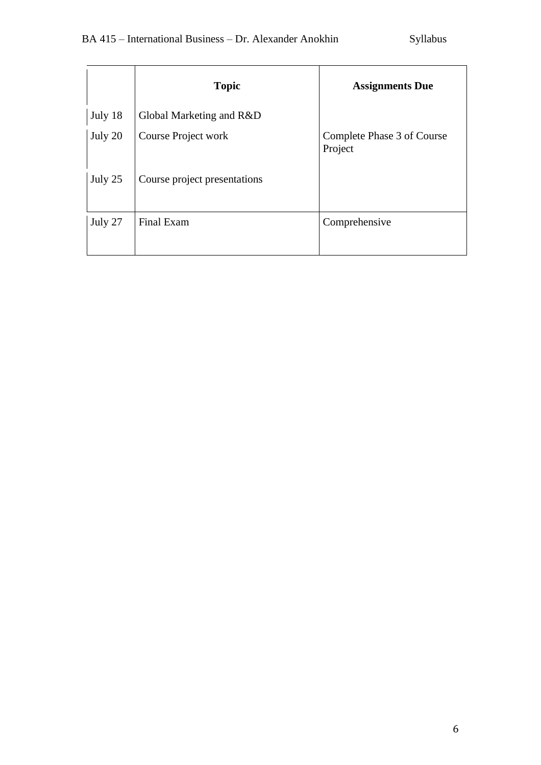| | Topic | Assignments Due |
|---|---|---|
| July 18 | Global Marketing and R&D | |
| July 20 | Course Project work | Complete Phase 3 of Course Project |
| July 25 | Course project presentations | |
| July 27 | Final Exam | Comprehensive |